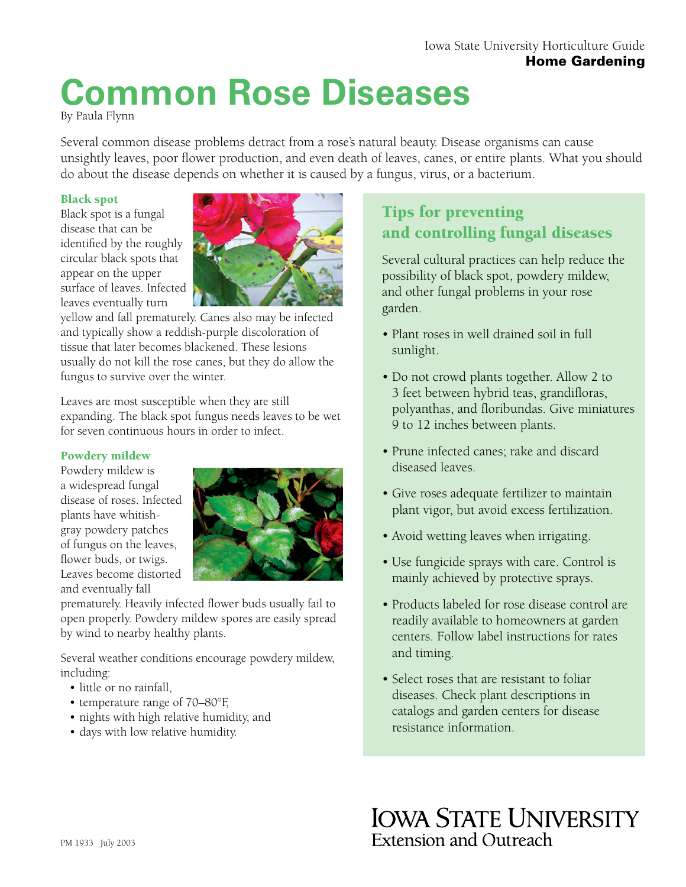# Common Rose Diseases

By Paula Flynn

Several common disease problems detract from a rose's natural beauty. Disease organisms can cause unsightly leaves, poor flower production, and even death of leaves, canes, or entire plants. What you should do about the disease depends on whether it is caused by a fungus, virus, or a bacterium.

### Black spot

Black spot is a fungal disease that can be identified by the roughly circular black spots that appear on the upper surface of leaves. Infected leaves eventually turn yellow and fall prematurely. Canes also may be infected and typically show a reddish-purple discoloration of tissue that later becomes blackened. These lesions usually do not kill the rose canes, but they do allow the fungus to survive over the winter.

Leaves are most susceptible when they are still expanding. The black spot fungus needs leaves to be wet for seven continuous hours in order to infect.

### Powdery mildew

Powdery mildew is a widespread fungal disease of roses. Infected plants have whitish-gray powdery patches of fungus on the leaves, flower buds, or twigs. Leaves become distorted and eventually fall prematurely. Heavily infected flower buds usually fail to open properly. Powdery mildew spores are easily spread by wind to nearby healthy plants.

Several weather conditions encourage powdery mildew, including:

- little or no rainfall,
- temperature range of 70–80°F,
- nights with high relative humidity, and
- days with low relative humidity.

## Tips for preventing and controlling fungal diseases

Several cultural practices can help reduce the possibility of black spot, powdery mildew, and other fungal problems in your rose garden.

- Plant roses in well drained soil in full sunlight.
- Do not crowd plants together. Allow 2 to 3 feet between hybrid teas, grandifloras, polyanthas, and floribundas. Give miniatures 9 to 12 inches between plants.
- Prune infected canes; rake and discard diseased leaves.
- Give roses adequate fertilizer to maintain plant vigor, but avoid excess fertilization.
- Avoid wetting leaves when irrigating.
- Use fungicide sprays with care. Control is mainly achieved by protective sprays.
- Products labeled for rose disease control are readily available to homeowners at garden centers. Follow label instructions for rates and timing.
- Select roses that are resistant to foliar diseases. Check plant descriptions in catalogs and garden centers for disease resistance information.

PM 1933 July 2003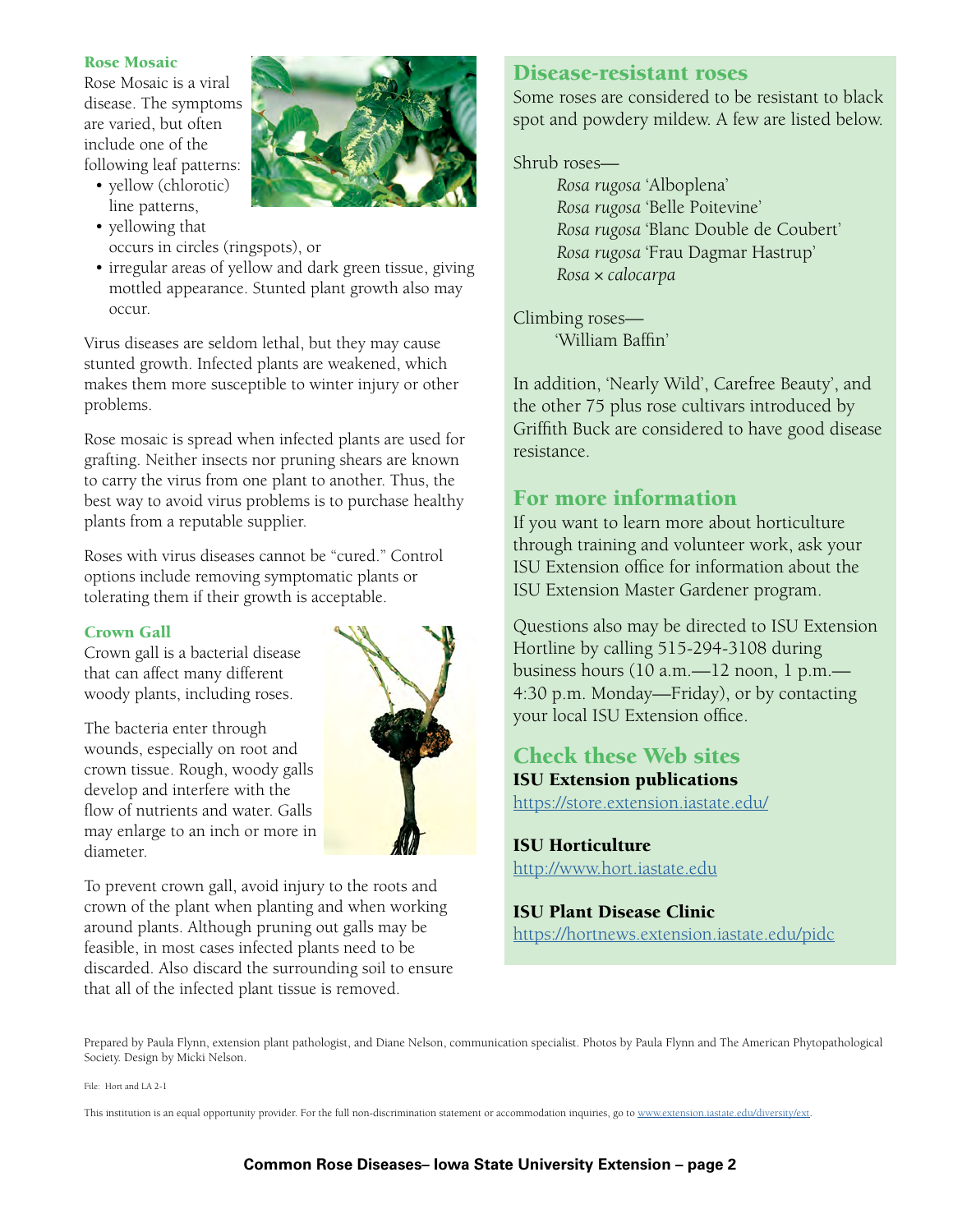### Rose Mosaic

Rose Mosaic is a viral disease. The symptoms are varied, but often include one of the following leaf patterns:

- yellow (chlorotic) line patterns,
- yellowing that occurs in circles (ringspots), or
- irregular areas of yellow and dark green tissue, giving mottled appearance. Stunted plant growth also may occur.

Virus diseases are seldom lethal, but they may cause stunted growth. Infected plants are weakened, which makes them more susceptible to winter injury or other problems.

Rose mosaic is spread when infected plants are used for grafting. Neither insects nor pruning shears are known to carry the virus from one plant to another. Thus, the best way to avoid virus problems is to purchase healthy plants from a reputable supplier.

Roses with virus diseases cannot be "cured." Control options include removing symptomatic plants or tolerating them if their growth is acceptable.

### Crown Gall

Crown gall is a bacterial disease that can affect many different woody plants, including roses.

The bacteria enter through wounds, especially on root and crown tissue. Rough, woody galls develop and interfere with the flow of nutrients and water. Galls may enlarge to an inch or more in diameter.

To prevent crown gall, avoid injury to the roots and crown of the plant when planting and when working around plants. Although pruning out galls may be feasible, in most cases infected plants need to be discarded. Also discard the surrounding soil to ensure that all of the infected plant tissue is removed.

## Disease-resistant roses

Some roses are considered to be resistant to black spot and powdery mildew. A few are listed below.

Shrub roses—

*Rosa rugosa* 'Alboplena'
*Rosa rugosa* 'Belle Poitevine'
*Rosa rugosa* 'Blanc Double de Coubert'
*Rosa rugosa* 'Frau Dagmar Hastrup'
*Rosa × calocarpa*

Climbing roses—

'William Baffin'

In addition, 'Nearly Wild', Carefree Beauty', and the other 75 plus rose cultivars introduced by Griffith Buck are considered to have good disease resistance.

## For more information

If you want to learn more about horticulture through training and volunteer work, ask your ISU Extension office for information about the ISU Extension Master Gardener program.

Questions also may be directed to ISU Extension Hortline by calling 515-294-3108 during business hours (10 a.m.—12 noon, 1 p.m.—4:30 p.m. Monday—Friday), or by contacting your local ISU Extension office.

## Check these Web sites

**ISU Extension publications**
https://store.extension.iastate.edu/

**ISU Horticulture**
http://www.hort.iastate.edu

**ISU Plant Disease Clinic**
https://hortnews.extension.iastate.edu/pidc

Prepared by Paula Flynn, extension plant pathologist, and Diane Nelson, communication specialist. Photos by Paula Flynn and The American Phytopathological Society. Design by Micki Nelson.

File: Hort and LA 2-1

This institution is an equal opportunity provider. For the full non-discrimination statement or accommodation inquiries, go to www.extension.iastate.edu/diversity/ext.